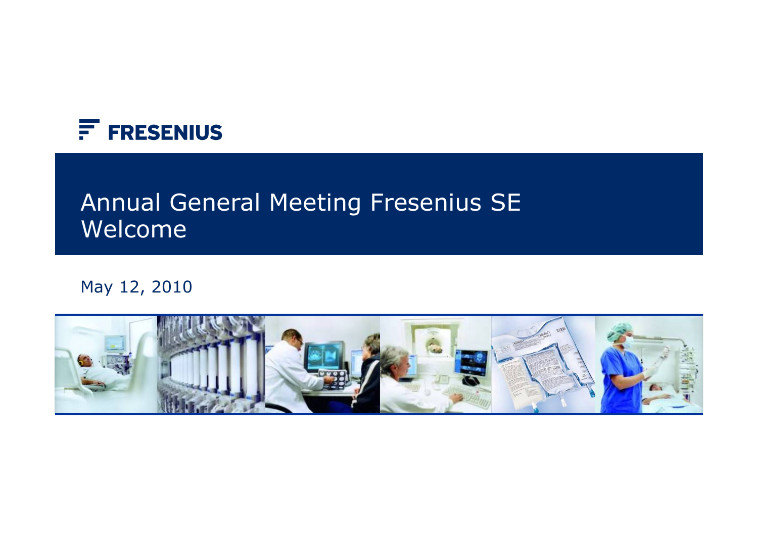FRESENIUS

# Annual General Meeting Fresenius SE Welcome

May 12, 2010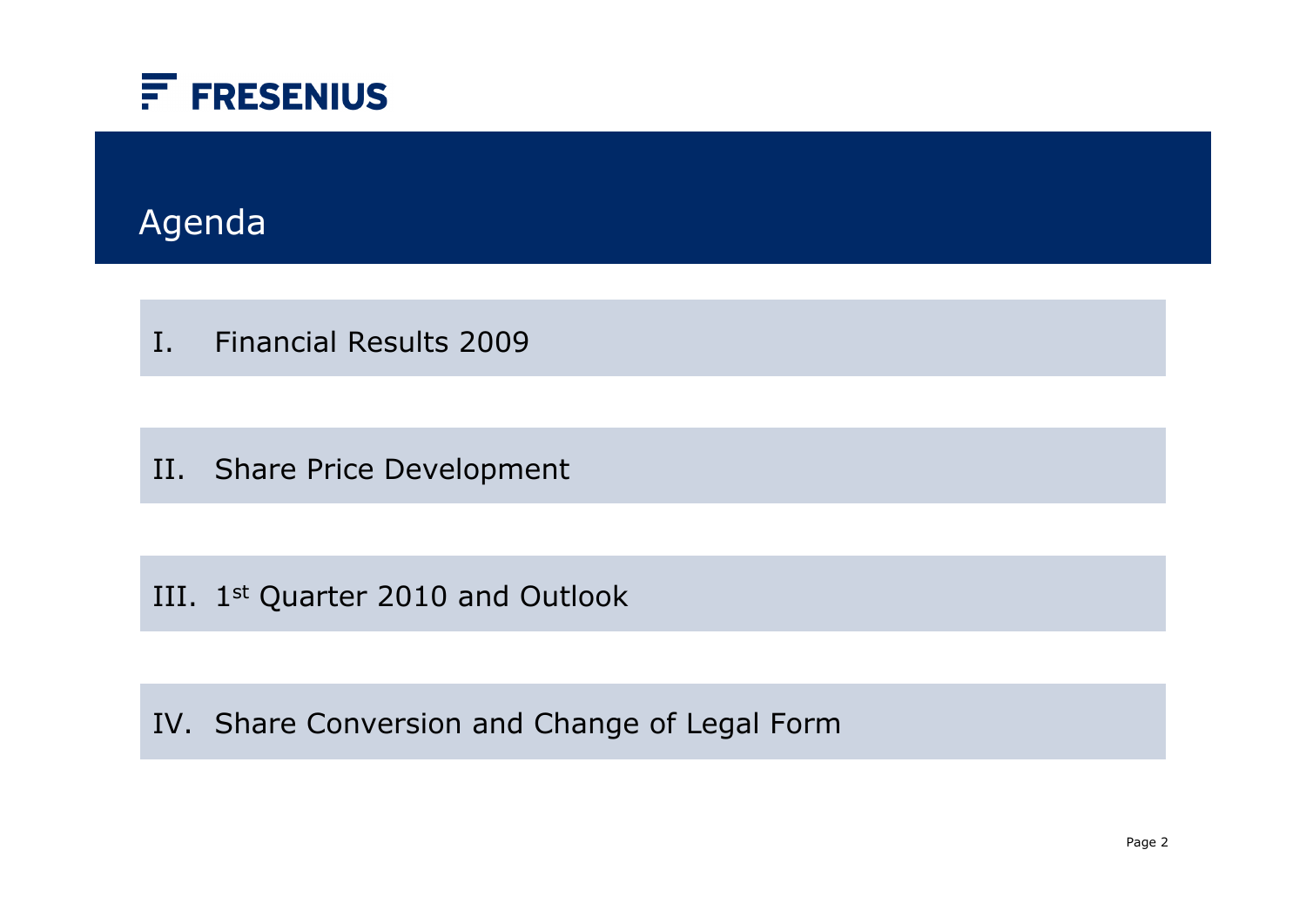FRESENIUS

# Agenda

I. Financial Results 2009

II. Share Price Development

III. 1st Quarter 2010 and Outlook

IV. Share Conversion and Change of Legal Form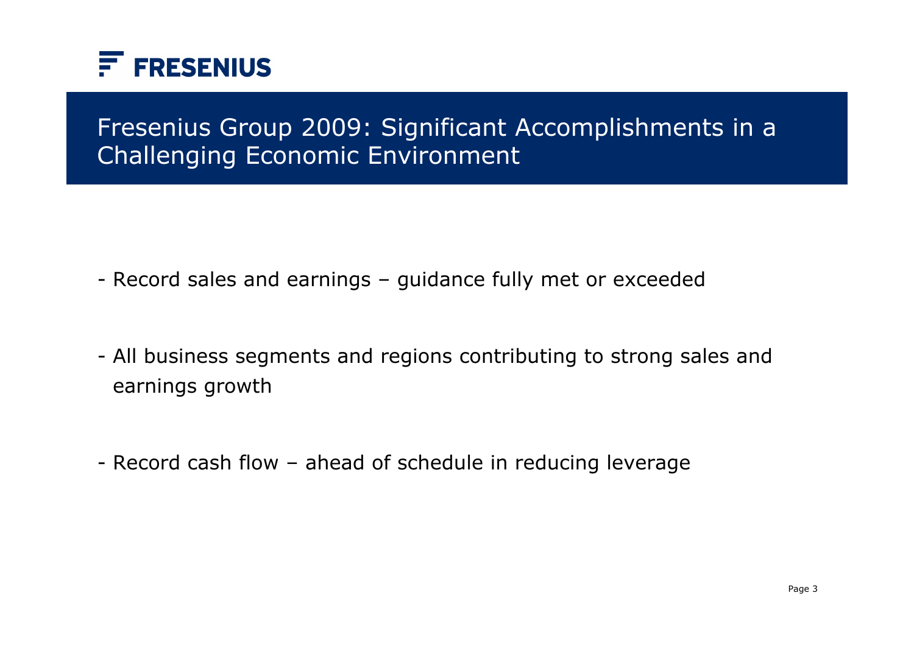FRESENIUS

# Fresenius Group 2009: Significant Accomplishments in a Challenging Economic Environment

- Record sales and earnings – guidance fully met or exceeded
- All business segments and regions contributing to strong sales and earnings growth
- Record cash flow – ahead of schedule in reducing leverage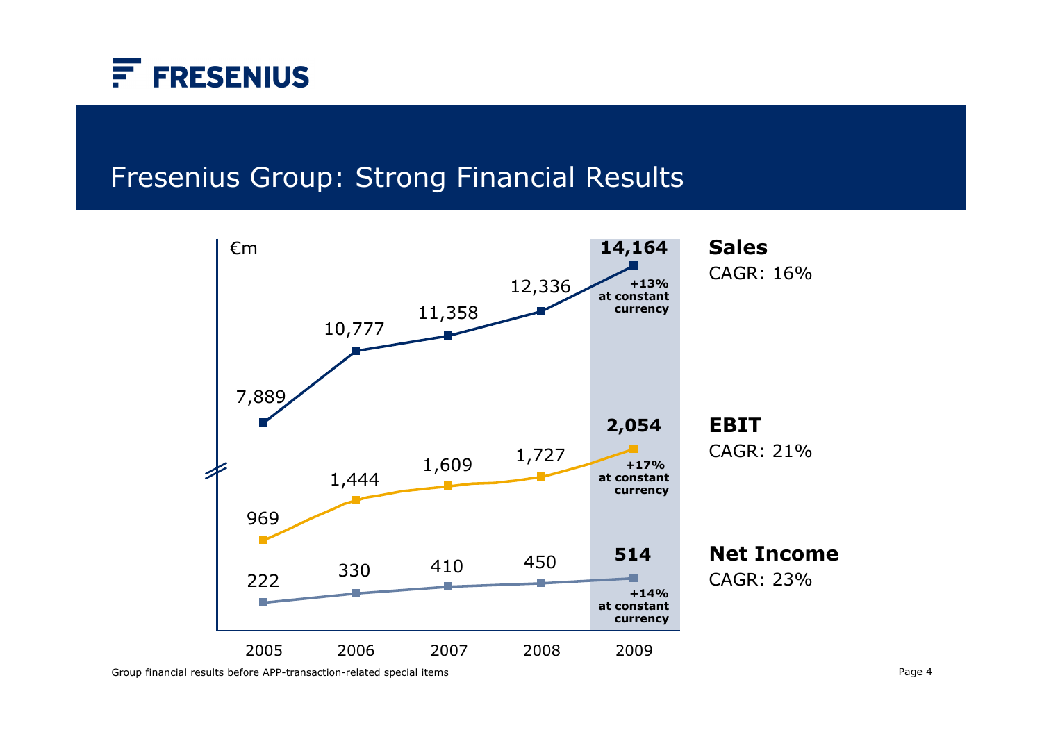# Fresenius Group: Strong Financial Results

€m

| | 2005 | 2006 | 2007 | 2008 | 2009 |
|---|---|---|---|---|---|
| **Sales** (CAGR: 16%) | 7,889 | 10,777 | 11,358 | 12,336 | **14,164** (+13% at constant currency) |
| **EBIT** (CAGR: 21%) | 969 | 1,444 | 1,609 | 1,727 | **2,054** (+17% at constant currency) |
| **Net Income** (CAGR: 23%) | 222 | 330 | 410 | 450 | **514** (+14% at constant currency) |

Group financial results before APP-transaction-related special items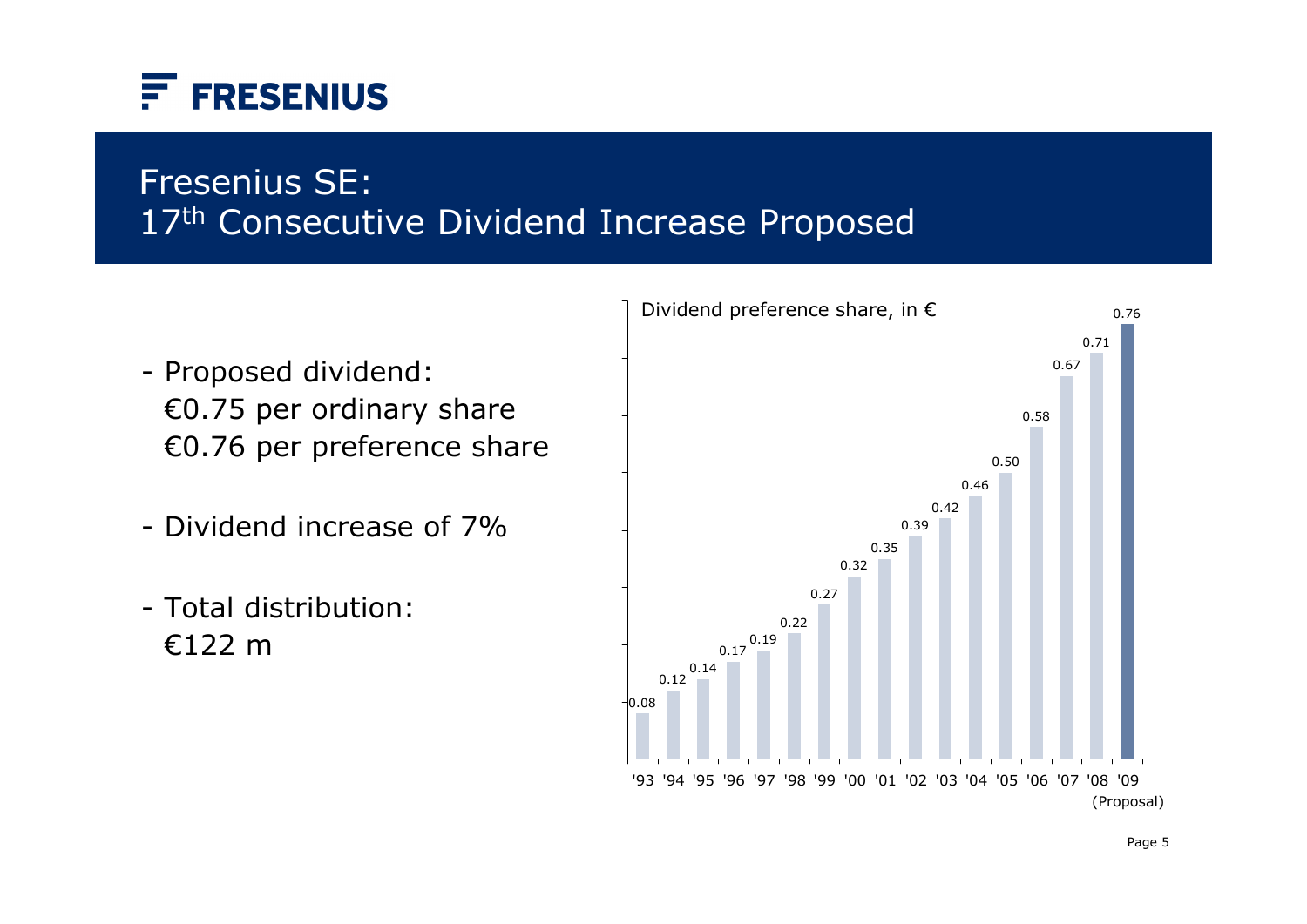# Fresenius SE: 17th Consecutive Dividend Increase Proposed

- Proposed dividend:
  €0.75 per ordinary share
  €0.76 per preference share
- Dividend increase of 7%
- Total distribution:
  €122 m

Dividend preference share, in €

| Year | Dividend |
|---|---|
| '93 | 0.08 |
| '94 | 0.12 |
| '95 | 0.14 |
| '96 | 0.17 |
| '97 | 0.19 |
| '98 | 0.22 |
| '99 | 0.27 |
| '00 | 0.32 |
| '01 | 0.35 |
| '02 | 0.39 |
| '03 | 0.42 |
| '04 | 0.46 |
| '05 | 0.50 |
| '06 | 0.58 |
| '07 | 0.67 |
| '08 | 0.71 |
| '09 (Proposal) | 0.76 |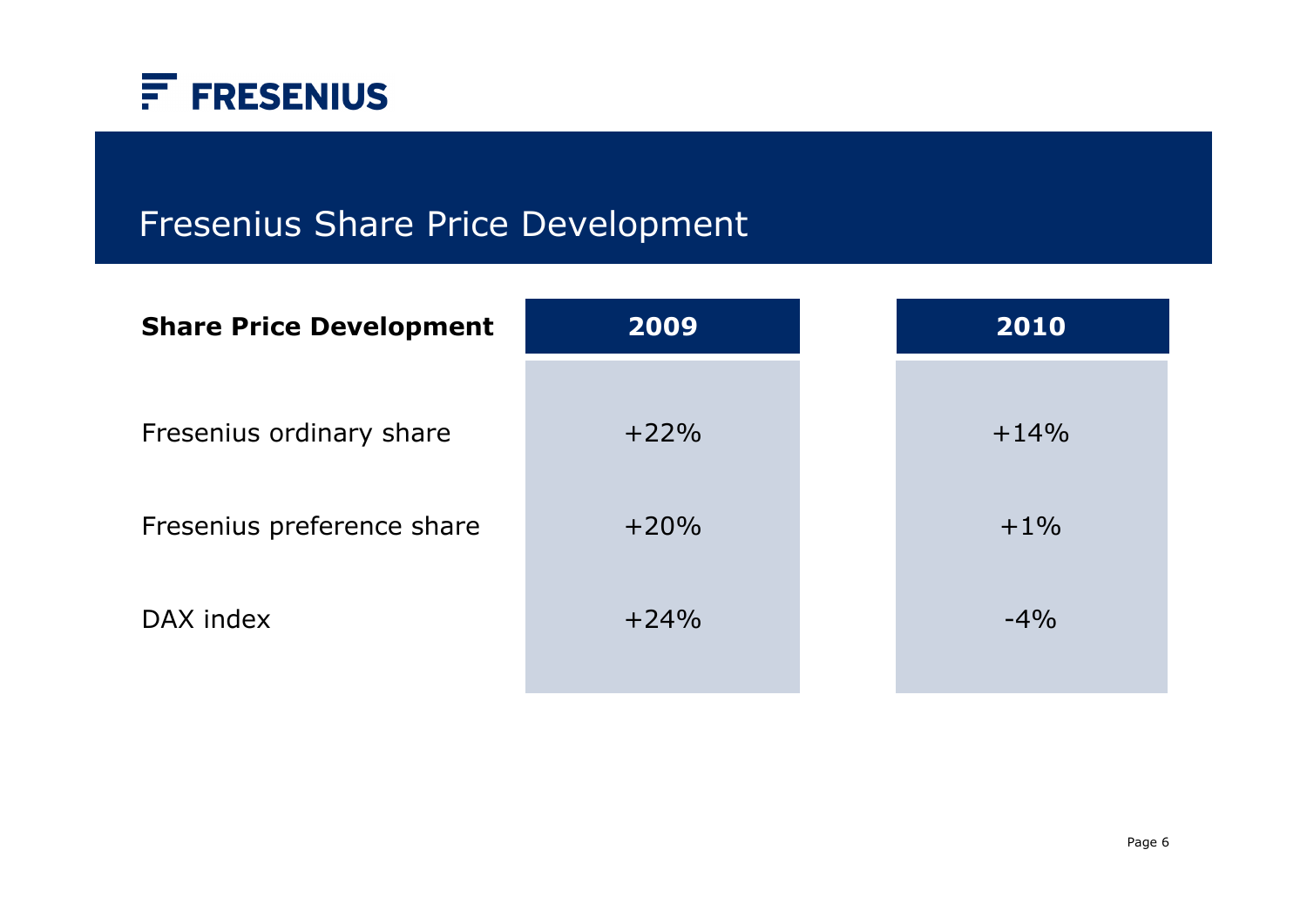# Fresenius Share Price Development

| Share Price Development | 2009 | 2010 |
| --- | --- | --- |
| Fresenius ordinary share | +22% | +14% |
| Fresenius preference share | +20% | +1% |
| DAX index | +24% | -4% |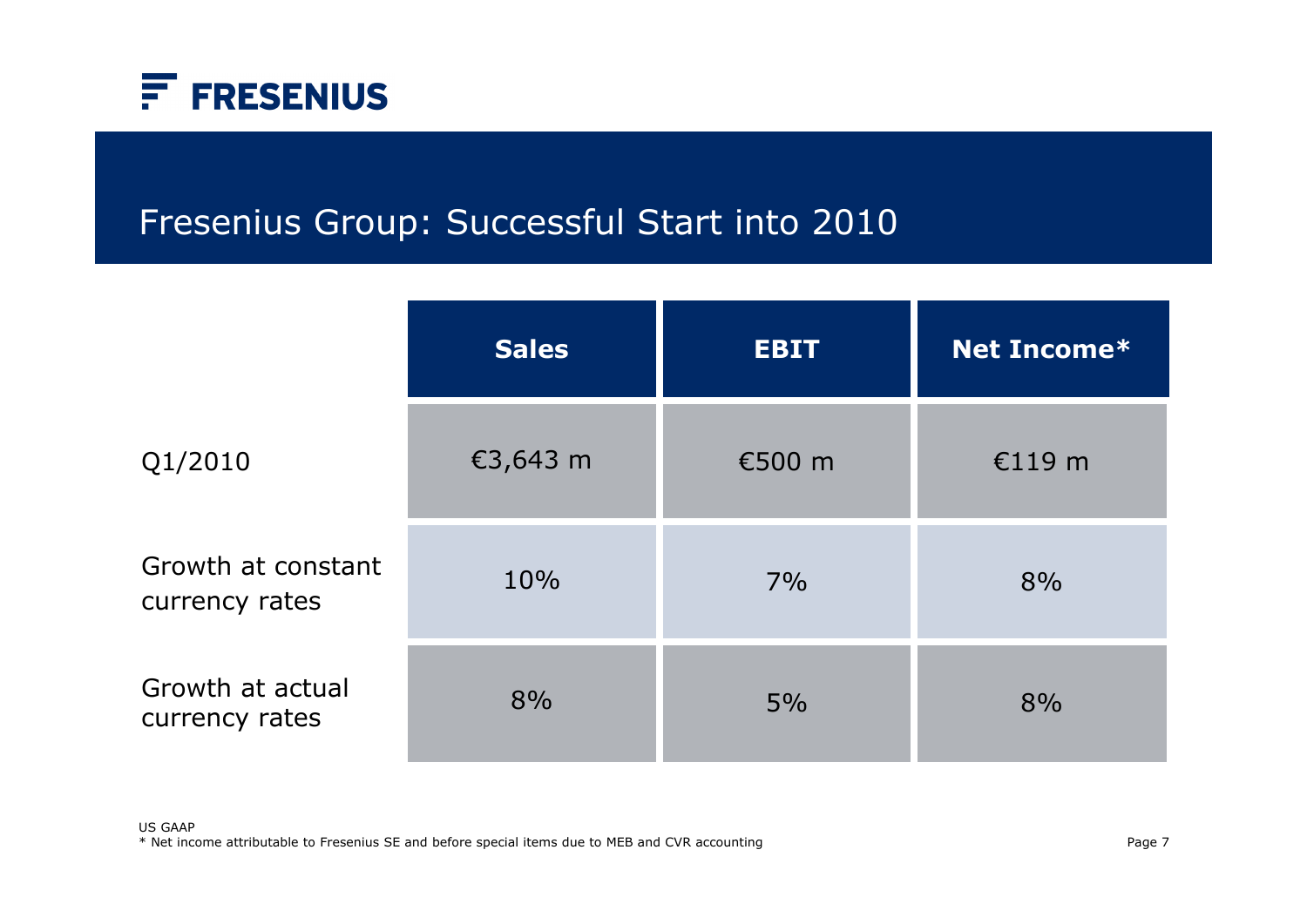# Fresenius Group: Successful Start into 2010

| | Sales | EBIT | Net Income* |
|---|---|---|---|
| Q1/2010 | €3,643 m | €500 m | €119 m |
| Growth at constant currency rates | 10% | 7% | 8% |
| Growth at actual currency rates | 8% | 5% | 8% |

US GAAP
* Net income attributable to Fresenius SE and before special items due to MEB and CVR accounting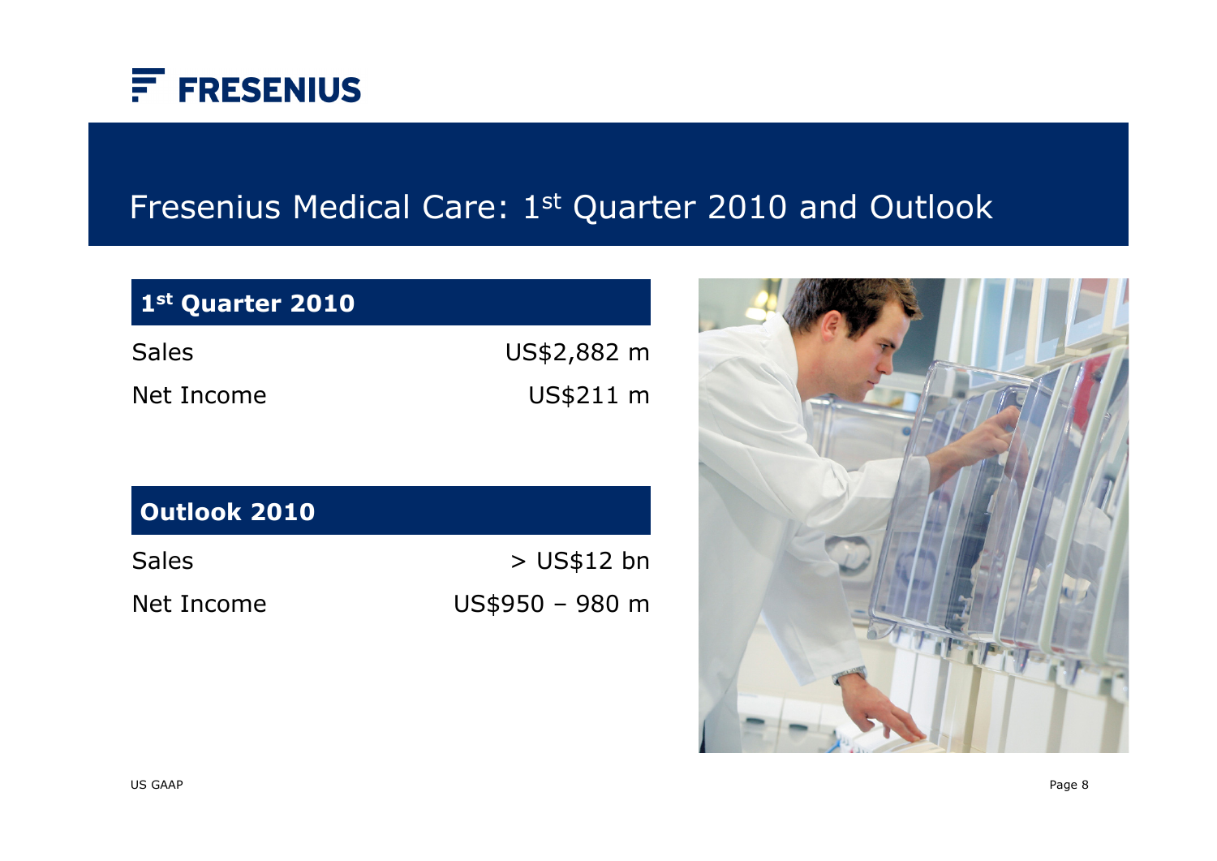# Fresenius Medical Care: 1st Quarter 2010 and Outlook

| 1st Quarter 2010 | |
|---|---|
| Sales | US$2,882 m |
| Net Income | US$211 m |

| Outlook 2010 | |
|---|---|
| Sales | > US$12 bn |
| Net Income | US$950 – 980 m |

US GAAP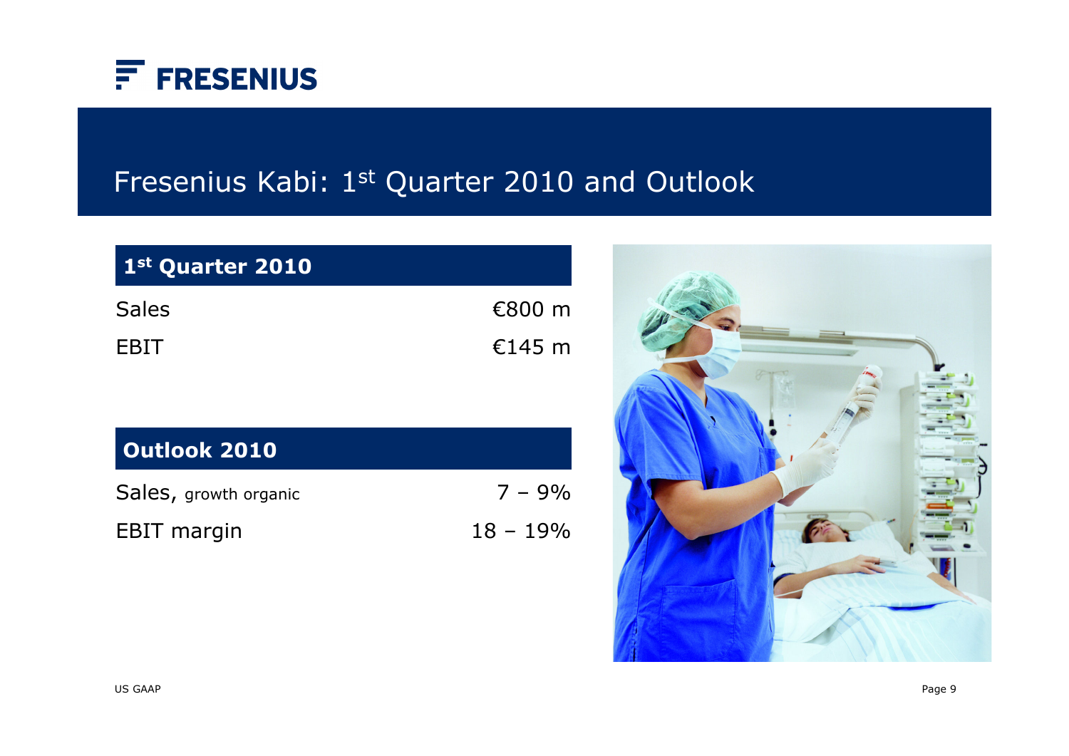# Fresenius Kabi: 1st Quarter 2010 and Outlook

| 1st Quarter 2010 | |
|---|---|
| Sales | €800 m |
| EBIT | €145 m |

| Outlook 2010 | |
|---|---|
| Sales, growth organic | 7 – 9% |
| EBIT margin | 18 – 19% |

US GAAP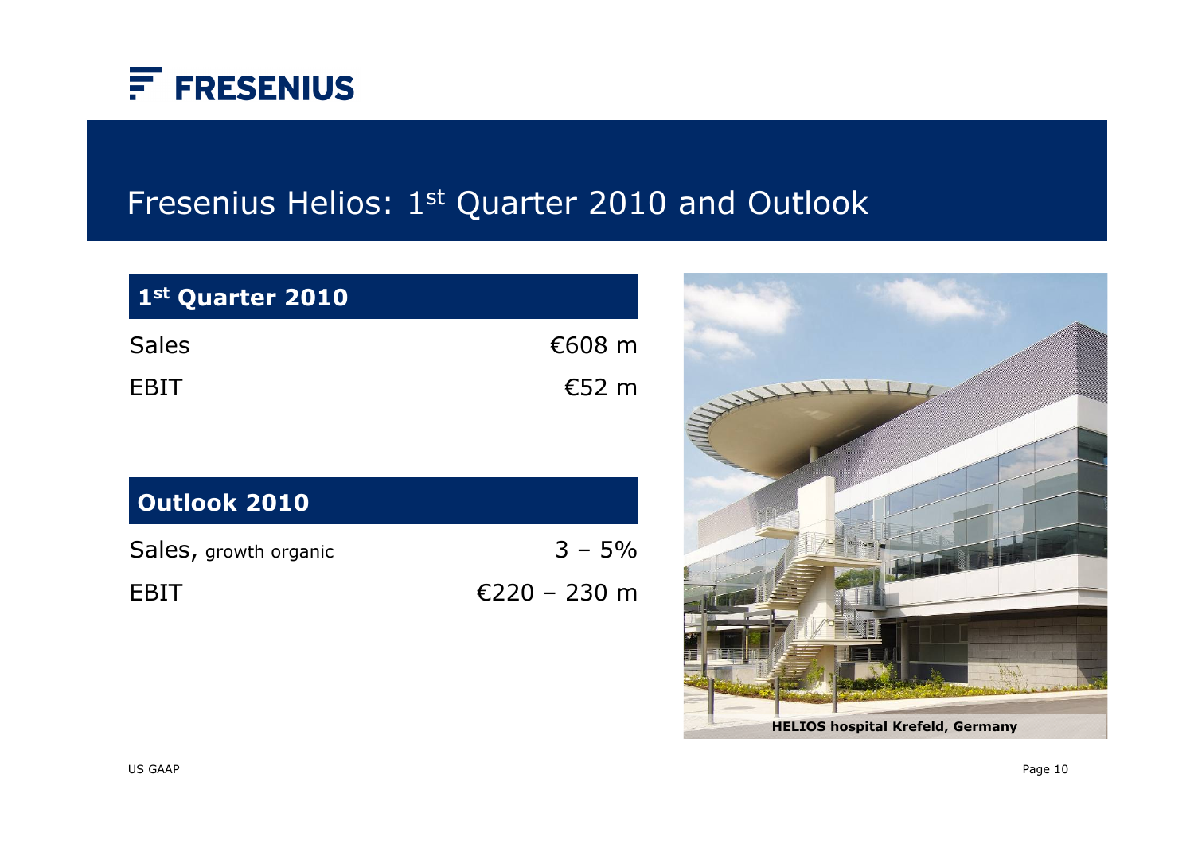# Fresenius Helios: 1st Quarter 2010 and Outlook

| 1st Quarter 2010 | |
|---|---|
| Sales | €608 m |
| EBIT | €52 m |

| Outlook 2010 | |
|---|---|
| Sales, growth organic | 3 – 5% |
| EBIT | €220 – 230 m |

HELIOS hospital Krefeld, Germany

US GAAP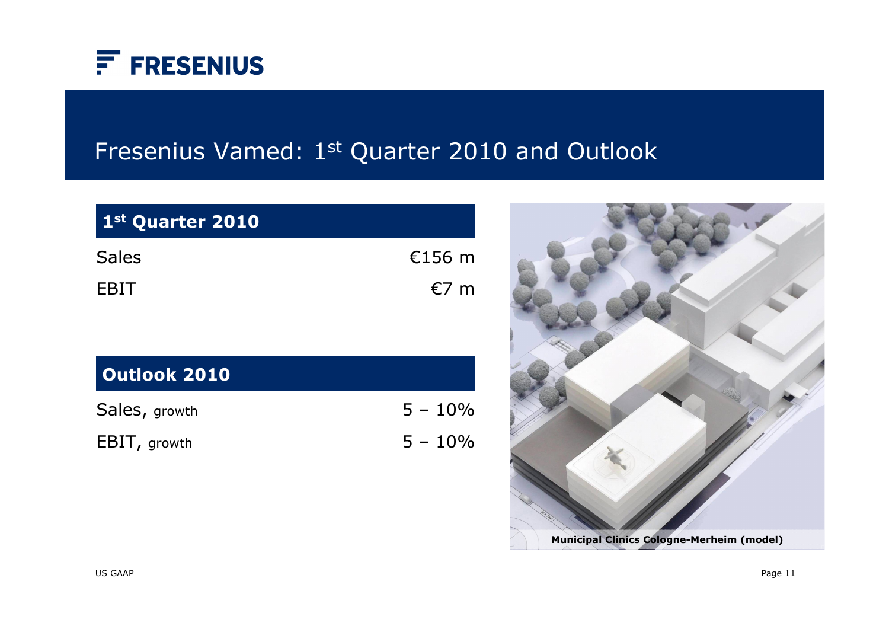# Fresenius Vamed: 1st Quarter 2010 and Outlook

| 1st Quarter 2010 | |
|---|---|
| Sales | €156 m |
| EBIT | €7 m |

| Outlook 2010 | |
|---|---|
| Sales, growth | 5 – 10% |
| EBIT, growth | 5 – 10% |

Municipal Clinics Cologne-Merheim (model)

US GAAP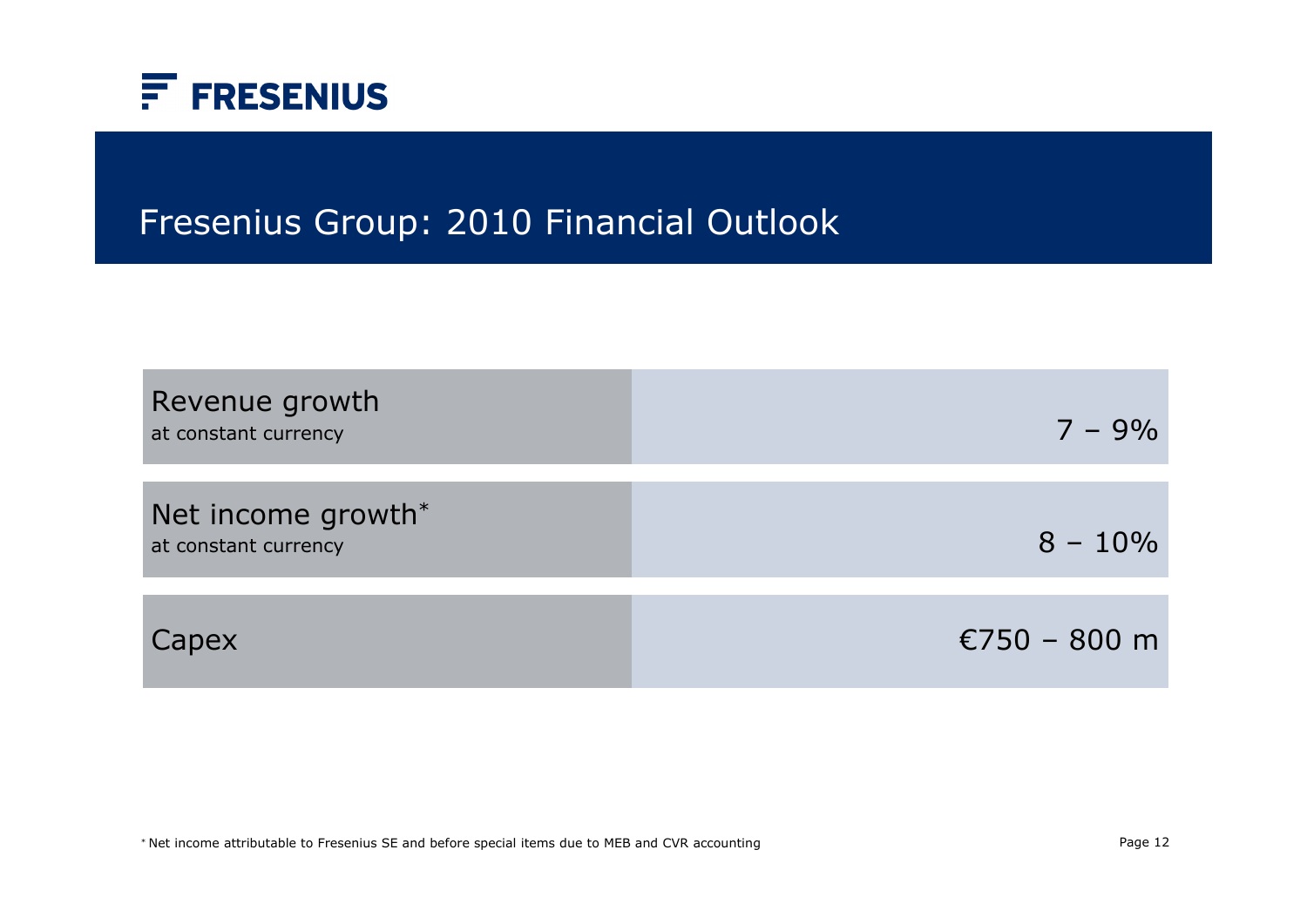# Fresenius Group: 2010 Financial Outlook

| | |
|---|---|
| Revenue growth<br>at constant currency | 7 – 9% |
| Net income growth*<br>at constant currency | 8 – 10% |
| Capex | €750 – 800 m |

* Net income attributable to Fresenius SE and before special items due to MEB and CVR accounting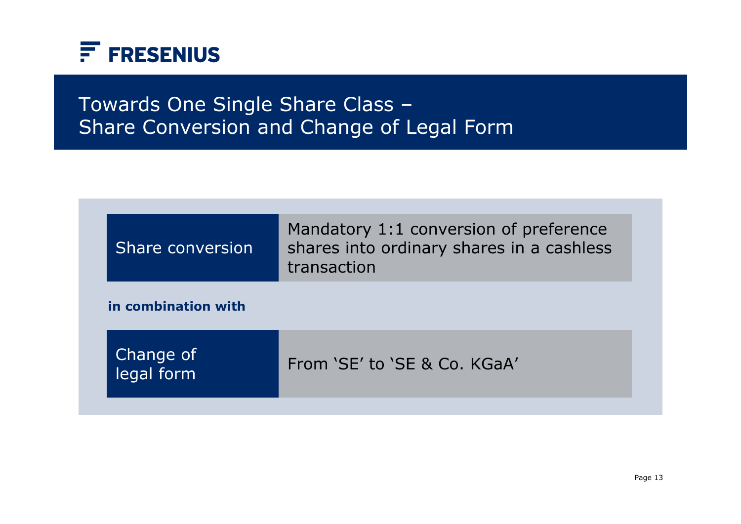FRESENIUS

# Towards One Single Share Class – Share Conversion and Change of Legal Form

| Share conversion | Mandatory 1:1 conversion of preference shares into ordinary shares in a cashless transaction |
|---|---|

**in combination with**

| Change of legal form | From 'SE' to 'SE & Co. KGaA' |
|---|---|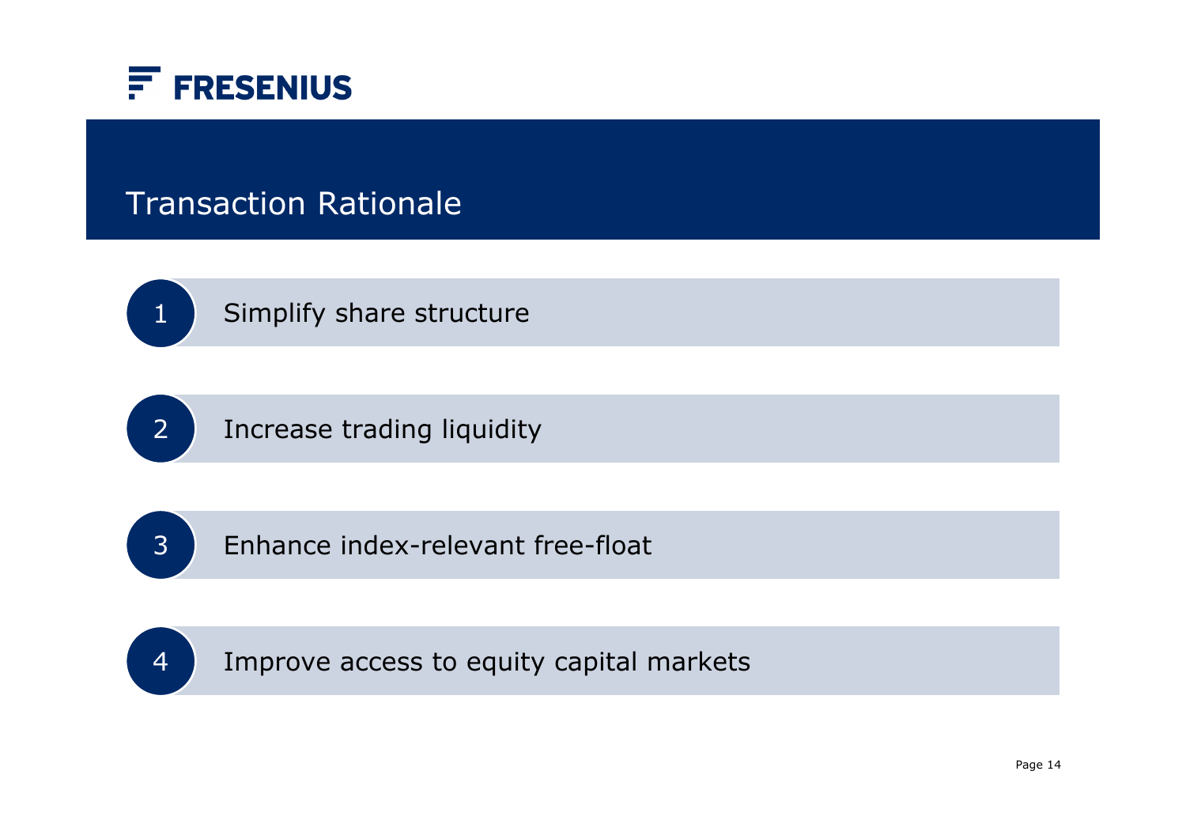FRESENIUS

# Transaction Rationale

1. Simplify share structure
2. Increase trading liquidity
3. Enhance index-relevant free-float
4. Improve access to equity capital markets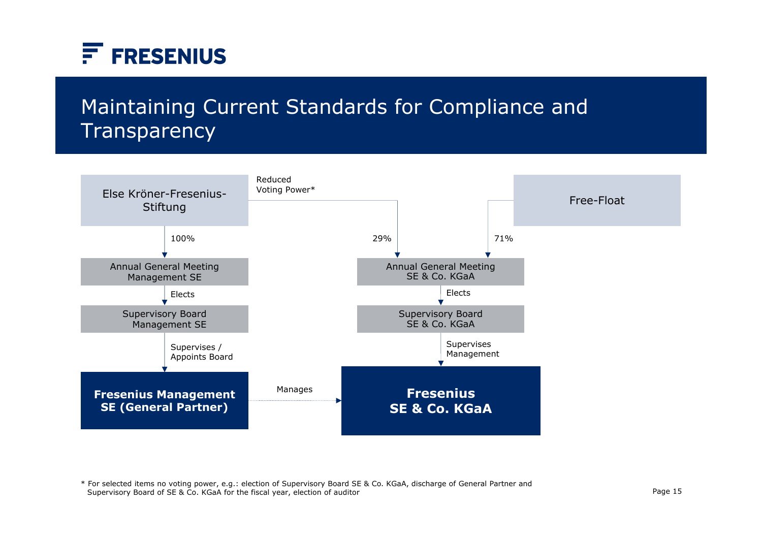# Maintaining Current Standards for Compliance and Transparency

Else Kröner-Fresenius-Stiftung

Reduced Voting Power*

Free-Float

100%

29%

71%

Annual General Meeting Management SE

Annual General Meeting SE & Co. KGaA

Elects

Elects

Supervisory Board Management SE

Supervisory Board SE & Co. KGaA

Supervises / Appoints Board

Supervises Management

**Fresenius Management SE (General Partner)**

Manages

**Fresenius SE & Co. KGaA**

\* For selected items no voting power, e.g.: election of Supervisory Board SE & Co. KGaA, discharge of General Partner and Supervisory Board of SE & Co. KGaA for the fiscal year, election of auditor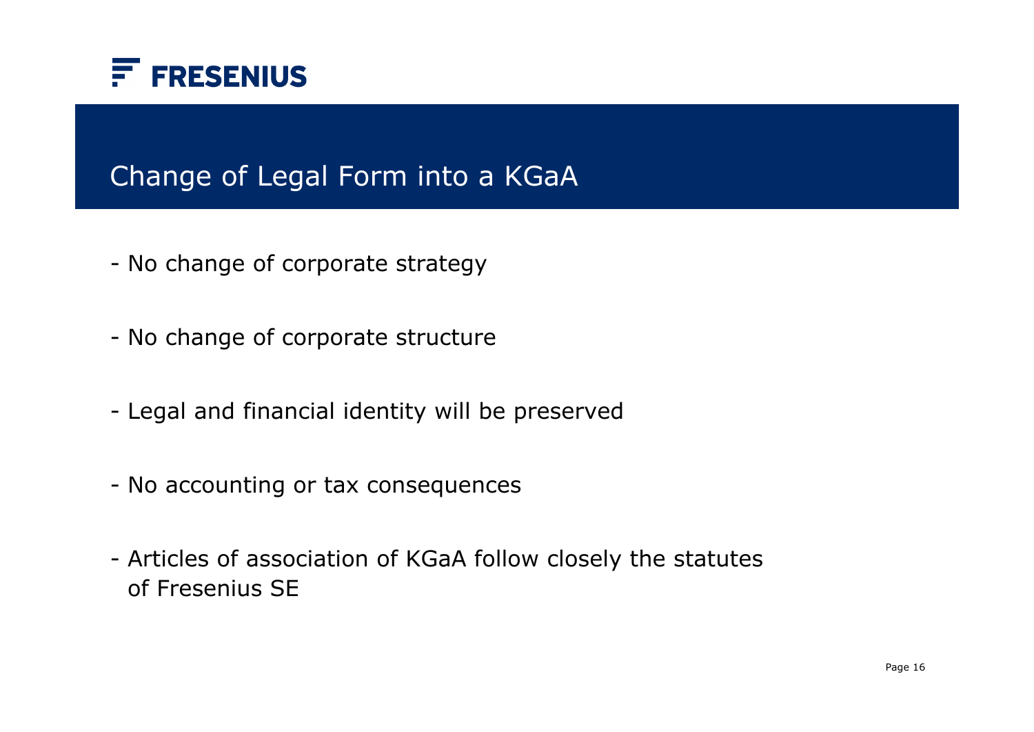# Change of Legal Form into a KGaA

- No change of corporate strategy

- No change of corporate structure

- Legal and financial identity will be preserved

- No accounting or tax consequences

- Articles of association of KGaA follow closely the statutes of Fresenius SE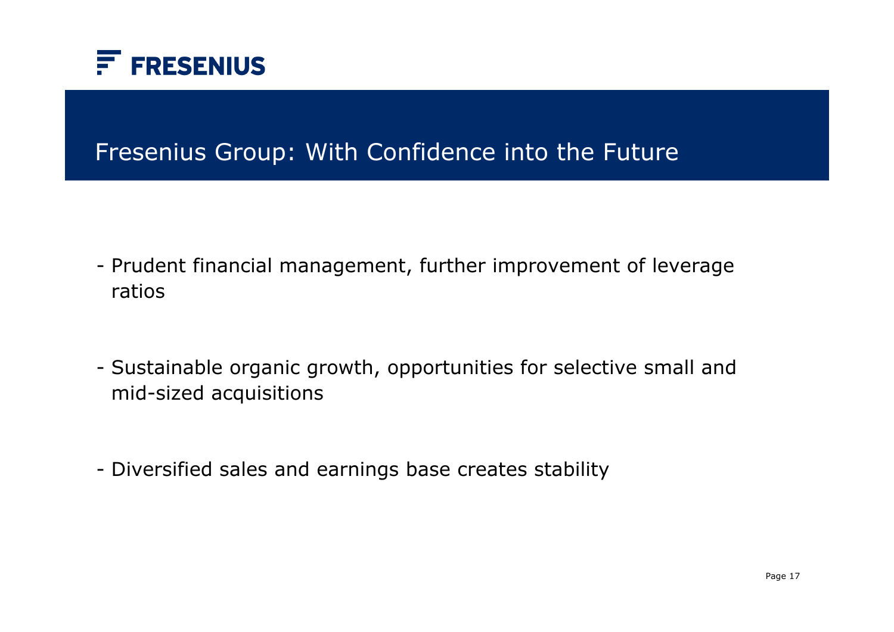# Fresenius Group: With Confidence into the Future

- Prudent financial management, further improvement of leverage ratios

- Sustainable organic growth, opportunities for selective small and mid-sized acquisitions

- Diversified sales and earnings base creates stability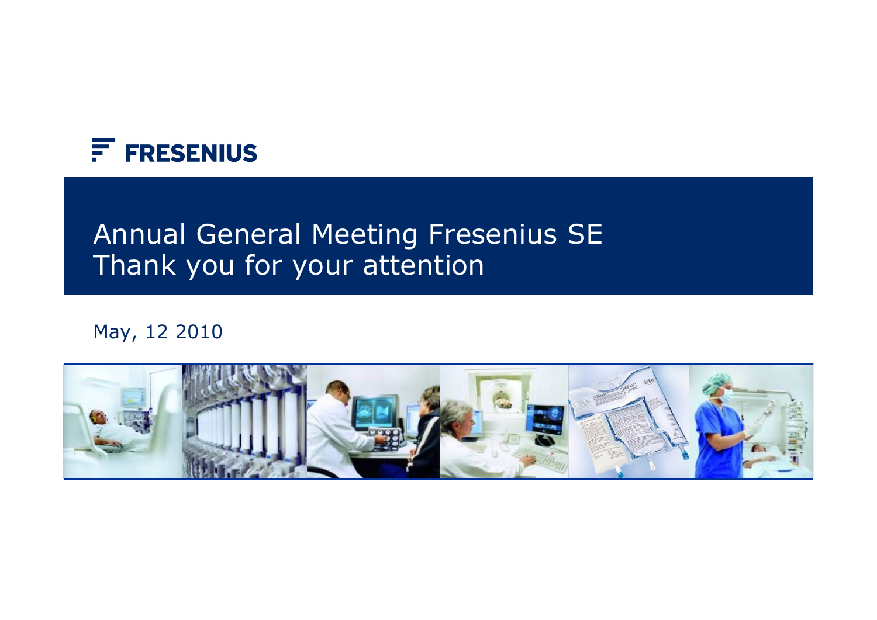FRESENIUS

# Annual General Meeting Fresenius SE
# Thank you for your attention

May, 12 2010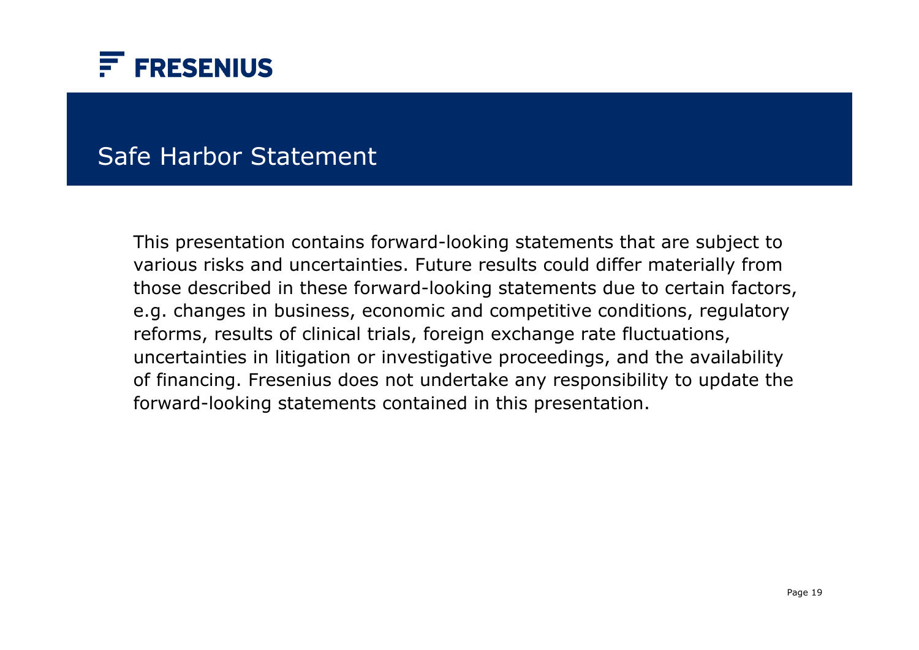FRESENIUS

# Safe Harbor Statement

This presentation contains forward-looking statements that are subject to various risks and uncertainties. Future results could differ materially from those described in these forward-looking statements due to certain factors, e.g. changes in business, economic and competitive conditions, regulatory reforms, results of clinical trials, foreign exchange rate fluctuations, uncertainties in litigation or investigative proceedings, and the availability of financing. Fresenius does not undertake any responsibility to update the forward-looking statements contained in this presentation.